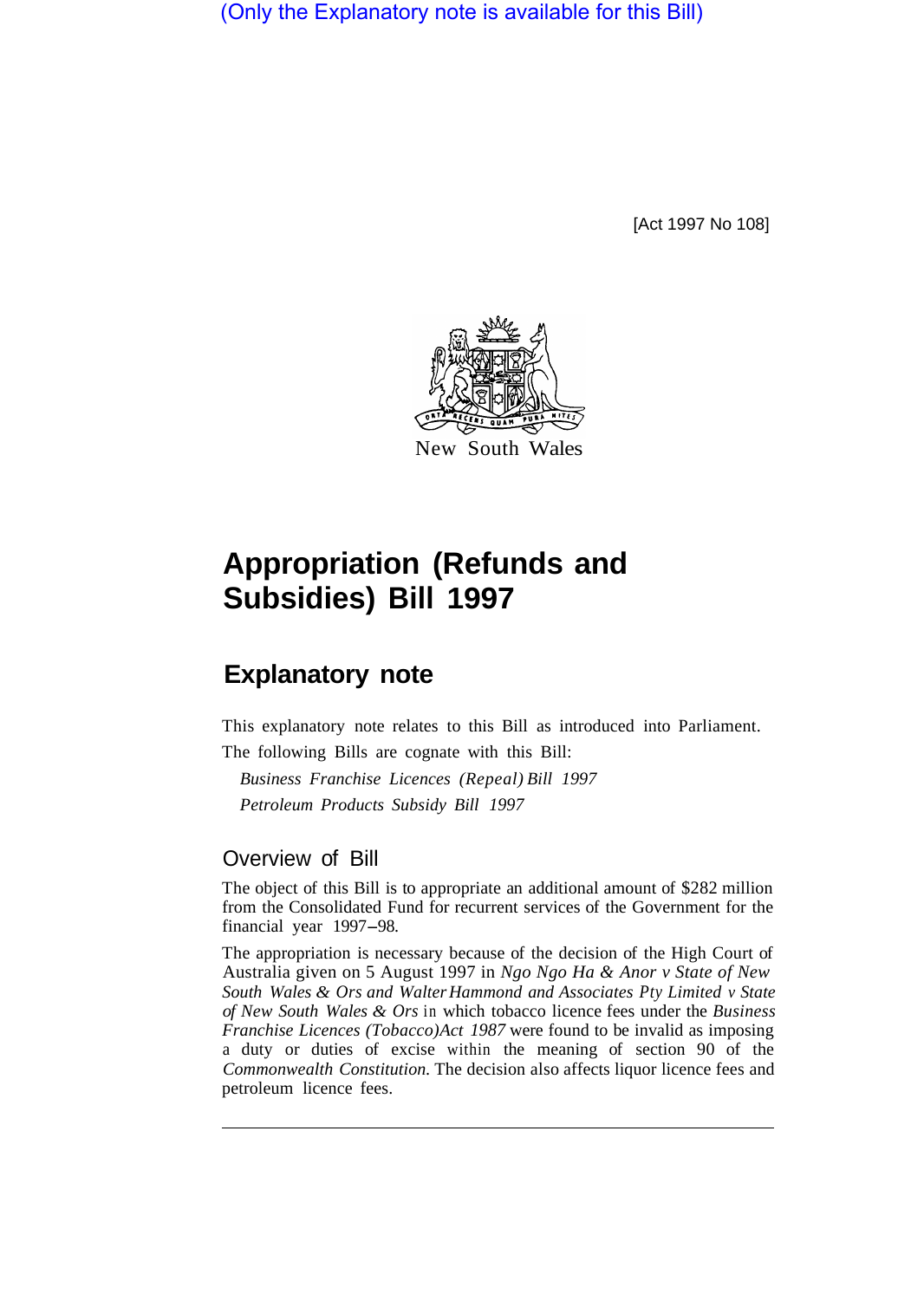(Only the Explanatory note is available for this Bill)

[Act 1997 No 108]

New South Wales

# Appropriation (Refunds and Subsidies) Bill 1997

## Explanatory note

This explanatory note relates to this Bill as introduced into Parliament.

The following Bills are cognate with this Bill:

*Business Franchise Licences (Repeal) Bill 1997*

*Petroleum Products Subsidy Bill 1997*

### Overview of Bill

The object of this Bill is to appropriate an additional amount of $282 million from the Consolidated Fund for recurrent services of the Government for the financial year 1997–98.

The appropriation is necessary because of the decision of the High Court of Australia given on 5 August 1997 in *Ngo Ngo Ha & Anor v State of New South Wales & Ors* and *Walter Hammond and Associates Pty Limited v State of New South Wales & Ors* in which tobacco licence fees under the *Business Franchise Licences (Tobacco) Act 1987* were found to be invalid as imposing a duty or duties of excise within the meaning of section 90 of the *Commonwealth Constitution*. The decision also affects liquor licence fees and petroleum licence fees.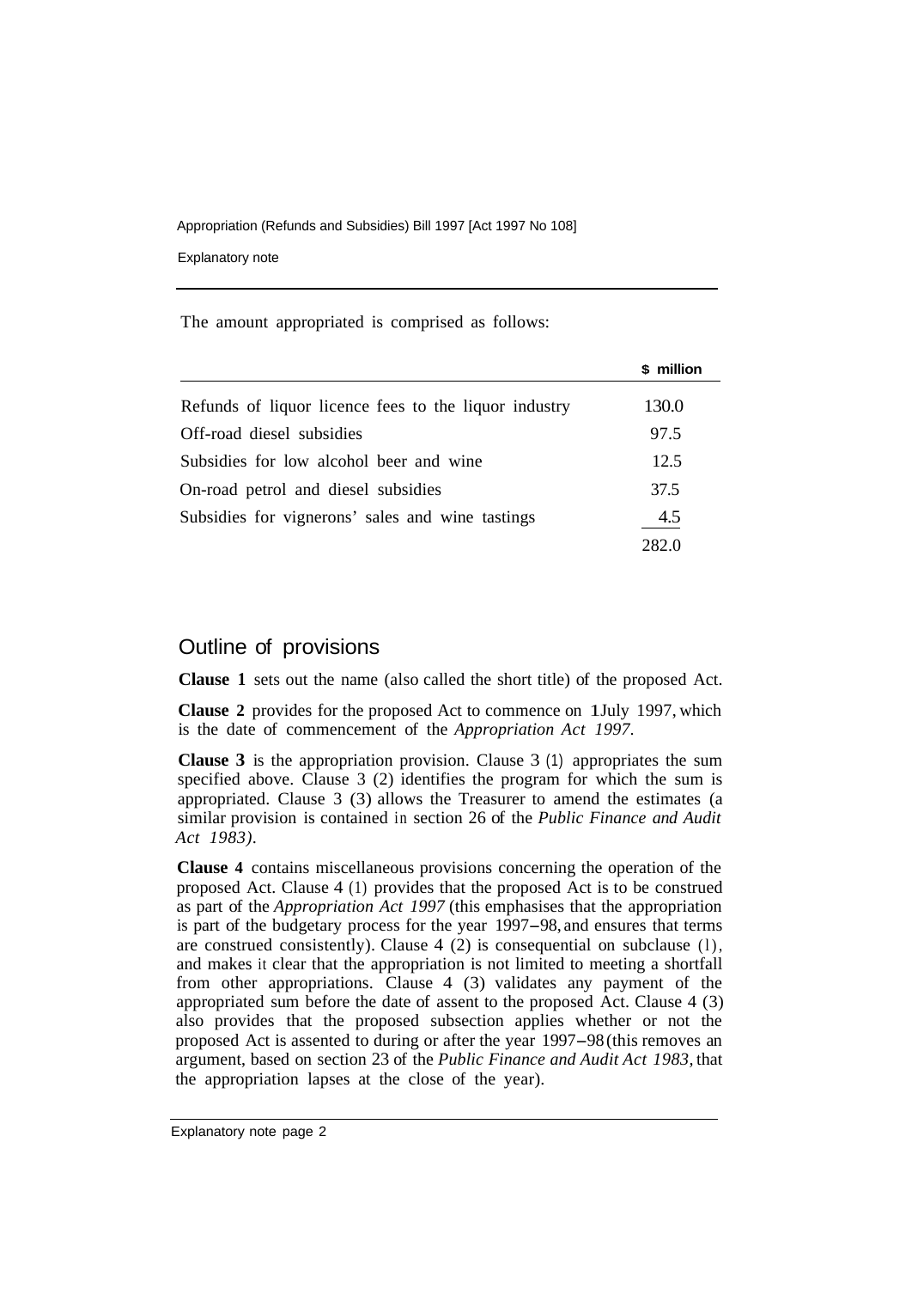The amount appropriated is comprised as follows:

| | $ million |
|---|---|
| Refunds of liquor licence fees to the liquor industry | 130.0 |
| Off-road diesel subsidies | 97.5 |
| Subsidies for low alcohol beer and wine | 12.5 |
| On-road petrol and diesel subsidies | 37.5 |
| Subsidies for vignerons' sales and wine tastings | 4.5 |
| | 282.0 |

## Outline of provisions

**Clause 1** sets out the name (also called the short title) of the proposed Act.

**Clause 2** provides for the proposed Act to commence on 1 July 1997, which is the date of commencement of the *Appropriation Act 1997*.

**Clause 3** is the appropriation provision. Clause 3 (1) appropriates the sum specified above. Clause 3 (2) identifies the program for which the sum is appropriated. Clause 3 (3) allows the Treasurer to amend the estimates (a similar provision is contained in section 26 of the *Public Finance and Audit Act 1983)*.

**Clause 4** contains miscellaneous provisions concerning the operation of the proposed Act. Clause 4 (1) provides that the proposed Act is to be construed as part of the *Appropriation Act 1997* (this emphasises that the appropriation is part of the budgetary process for the year 1997–98, and ensures that terms are construed consistently). Clause 4 (2) is consequential on subclause (1), and makes it clear that the appropriation is not limited to meeting a shortfall from other appropriations. Clause 4 (3) validates any payment of the appropriated sum before the date of assent to the proposed Act. Clause 4 (3) also provides that the proposed subsection applies whether or not the proposed Act is assented to during or after the year 1997–98 (this removes an argument, based on section 23 of the *Public Finance and Audit Act 1983*, that the appropriation lapses at the close of the year).